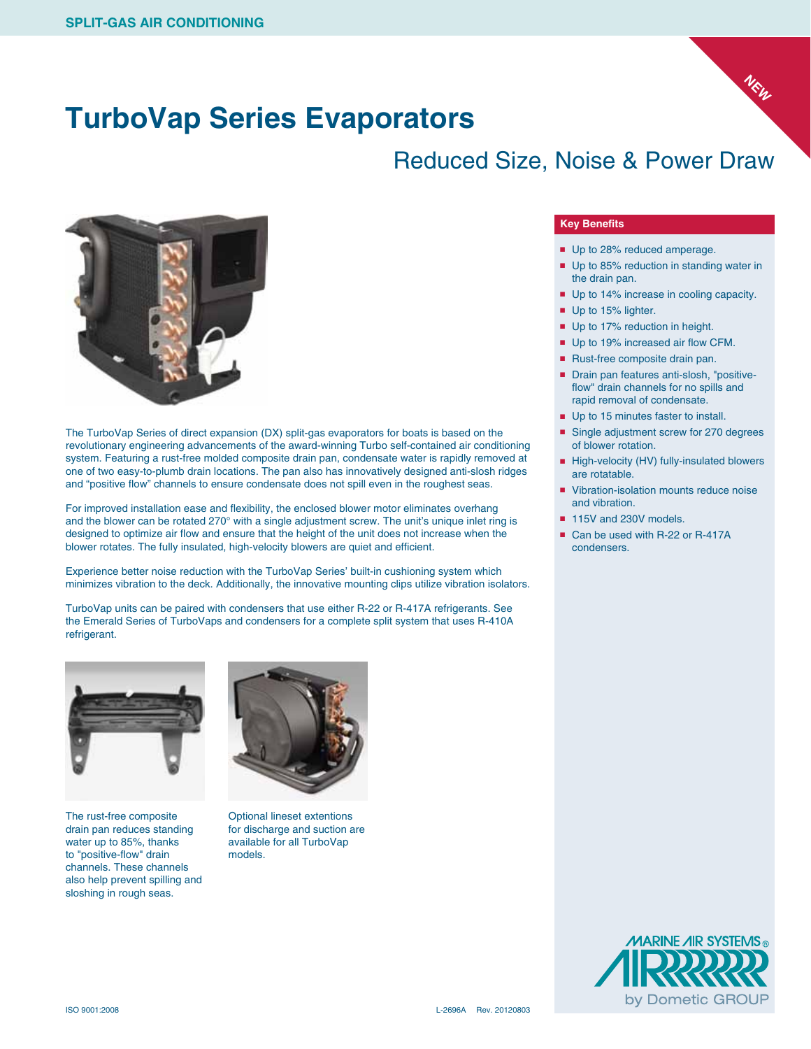SPLIT-GAS AIR CONDITIONING

NEW

# TurboVap Series Evaporators

## Reduced Size, Noise & Power Draw

The TurboVap Series of direct expansion (DX) split-gas evaporators for boats is based on the revolutionary engineering advancements of the award-winning Turbo self-contained air conditioning system. Featuring a rust-free molded composite drain pan, condensate water is rapidly removed at one of two easy-to-plumb drain locations. The pan also has innovatively designed anti-slosh ridges and "positive flow" channels to ensure condensate does not spill even in the roughest seas.

For improved installation ease and flexibility, the enclosed blower motor eliminates overhang and the blower can be rotated 270° with a single adjustment screw. The unit's unique inlet ring is designed to optimize air flow and ensure that the height of the unit does not increase when the blower rotates. The fully insulated, high-velocity blowers are quiet and efficient.

Experience better noise reduction with the TurboVap Series' built-in cushioning system which minimizes vibration to the deck. Additionally, the innovative mounting clips utilize vibration isolators.

TurboVap units can be paired with condensers that use either R-22 or R-417A refrigerants. See the Emerald Series of TurboVaps and condensers for a complete split system that uses R-410A refrigerant.

The rust-free composite drain pan reduces standing water up to 85%, thanks to "positive-flow" drain channels. These channels also help prevent spilling and sloshing in rough seas.

Optional lineset extentions for discharge and suction are available for all TurboVap models.

### Key Benefits

- Up to 28% reduced amperage.
- Up to 85% reduction in standing water in the drain pan.
- Up to 14% increase in cooling capacity.
- Up to 15% lighter.
- Up to 17% reduction in height.
- Up to 19% increased air flow CFM.
- Rust-free composite drain pan.
- Drain pan features anti-slosh, "positive-flow" drain channels for no spills and rapid removal of condensate.
- Up to 15 minutes faster to install.
- Single adjustment screw for 270 degrees of blower rotation.
- High-velocity (HV) fully-insulated blowers are rotatable.
- Vibration-isolation mounts reduce noise and vibration.
- 115V and 230V models.
- Can be used with R-22 or R-417A condensers.

MARINE AIR SYSTEMS® by Dometic GROUP

ISO 9001:2008

L-2696A Rev. 20120803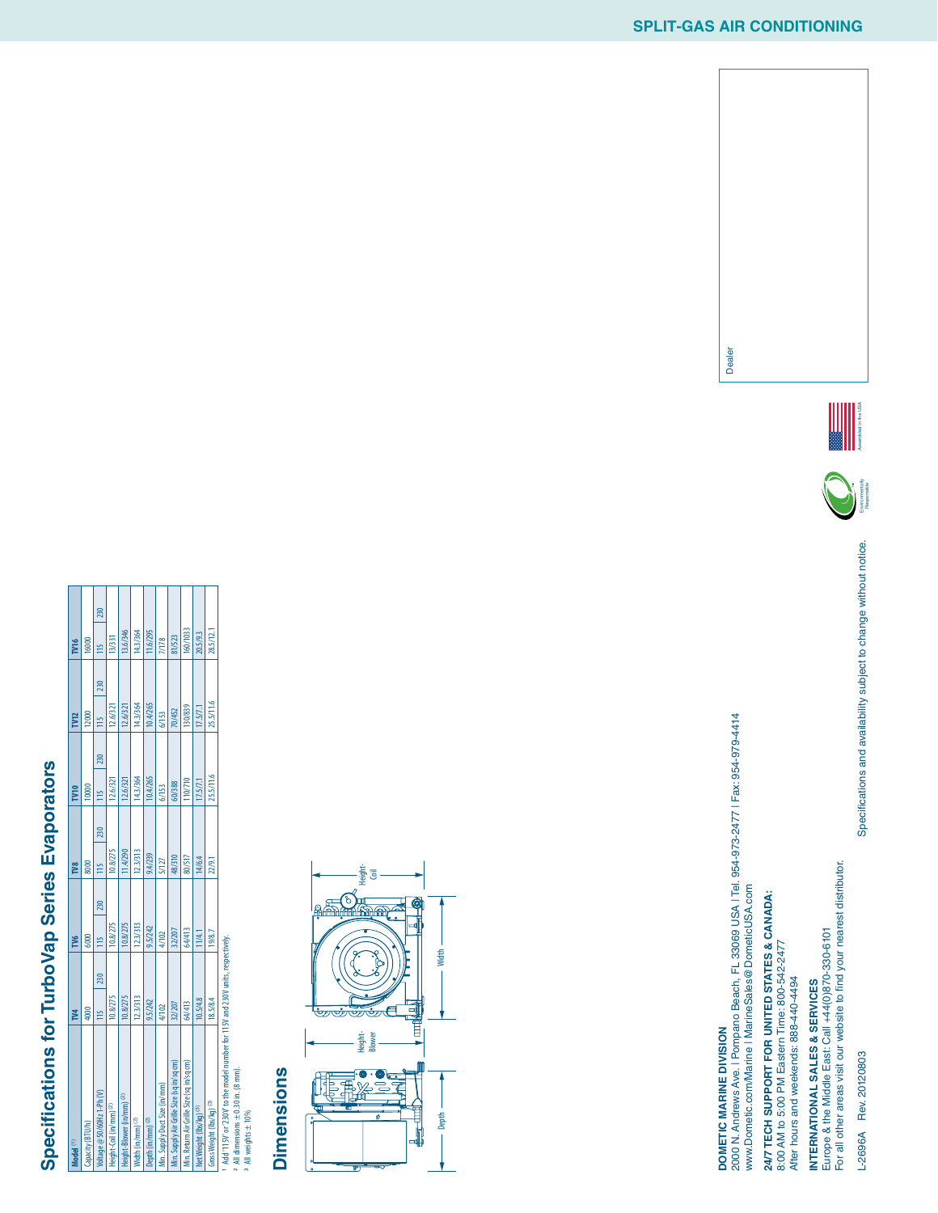## Specifications for TurboVap Series Evaporators

| Model [1] | TV4 | | TV6 | | TV8 | | TV10 | | TV12 | | TV16 | |
|---|---|---|---|---|---|---|---|---|---|---|---|---|
| Capacity (BTU/h) | 4000 | | 6000 | | 8000 | | 10000 | | 12000 | | 16000 | |
| Voltage @ 50/60Hz 1-Ph (V) | 115 | 230 | 115 | 230 | 115 | 230 | 115 | 230 | 115 | 230 | 115 | 230 |
| Height-Coil (in/mm) [2] | 10.8/275 | | 10.8/275 | | 10.8/275 | | 12.6/321 | | 12.6/321 | | 13/331 | |
| Height-Blower (in/mm) [2] | 10.8/275 | | 10.8/275 | | 11.4/290 | | 12.6/321 | | 12.6/321 | | 13.6/346 | |
| Width (in/mm) [2] | 12.3/313 | | 12.3/313 | | 12.3/313 | | 14.3/364 | | 14.3/364 | | 14.3/364 | |
| Depth (in/mm) [2] | 9.5/242 | | 9.5/242 | | 9.4/239 | | 10.4/265 | | 10.4/265 | | 11.6/295 | |
| Min. Supply Duct Size (in/mm) | 4/102 | | 4/102 | | 5/127 | | 6/153 | | 6/153 | | 7/178 | |
| Min. Supply Air Grille Size (sq in/sq cm) | 32/207 | | 32/207 | | 48/310 | | 60/388 | | 70/452 | | 81/523 | |
| Min. Return Air Grille Size (sq in/sq cm) | 64/413 | | 64/413 | | 80/517 | | 110/710 | | 130/839 | | 160/1033 | |
| Net Weight (lbs/kg) [3] | 10.5/4.8 | | 11/4.1 | | 14/6.4 | | 17.5/7.1 | | 17.5/7.1 | | 20.5/9.3 | |
| Gross Weight (lbs/kg) [3] | 18.5/8.4 | | 19/8.7 | | 22/9.1 | | 25.5/11.6 | | 25.5/11.6 | | 28.5/12.1 | |

[1] Add '115V' or '230V' to the model number for 115V and 230V units, respectively.
[2] All dimensions ± 0.30 in. (8 mm).
[3] All weights ± 10%.

## Dimensions

Depth
Height-Blower
Width
Height-Coil

**DOMETIC MARINE DIVISION**
2000 N. Andrews Ave. | Pompano Beach, FL 33069 USA | Tel. 954-973-2477 | Fax: 954-979-4414
www.Dometic.com/Marine | MarineSales@DometicUSA.com

**24/7 TECH SUPPORT FOR UNITED STATES & CANADA:**
8:00 AM to 5:00 PM Eastern Time: 800-542-2477
After hours and weekends: 888-440-4494

**INTERNATIONAL SALES & SERVICES**
Europe & the Middle East: Call +44(0)870-330-6101
For all other areas visit our website to find your nearest distributor.

L-2696A Rev. 20120803

Specifications and availability subject to change without notice.

Environmentally Responsible

Assembled in the USA

Dealer